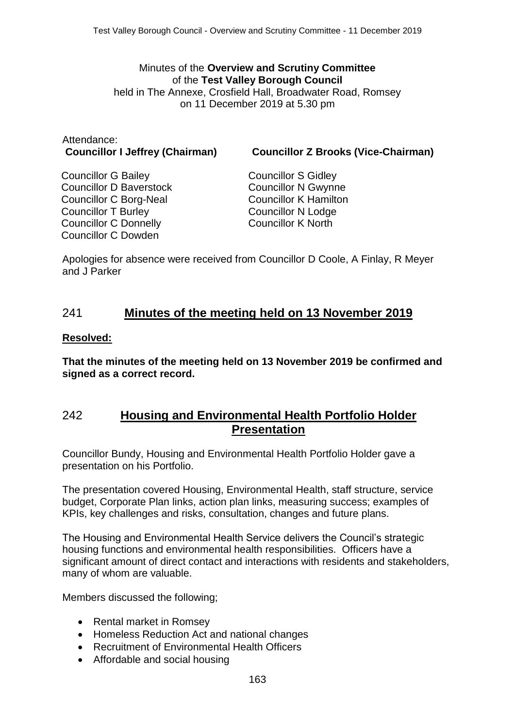Minutes of the **Overview and Scrutiny Committee**
of the **Test Valley Borough Council**
held in The Annexe, Crosfield Hall, Broadwater Road, Romsey
on 11 December 2019 at 5.30 pm

Attendance:

**Councillor I Jeffrey (Chairman)**

**Councillor Z Brooks (Vice-Chairman)**

Councillor G Bailey
Councillor D Baverstock
Councillor C Borg-Neal
Councillor T Burley
Councillor C Donnelly
Councillor C Dowden
Councillor S Gidley
Councillor N Gwynne
Councillor K Hamilton
Councillor N Lodge
Councillor K North

Apologies for absence were received from Councillor D Coole, A Finlay, R Meyer and J Parker

## 241 Minutes of the meeting held on 13 November 2019

**Resolved:**

**That the minutes of the meeting held on 13 November 2019 be confirmed and signed as a correct record.**

## 242 Housing and Environmental Health Portfolio Holder Presentation

Councillor Bundy, Housing and Environmental Health Portfolio Holder gave a presentation on his Portfolio.

The presentation covered Housing, Environmental Health, staff structure, service budget, Corporate Plan links, action plan links, measuring success; examples of KPIs, key challenges and risks, consultation, changes and future plans.

The Housing and Environmental Health Service delivers the Council's strategic housing functions and environmental health responsibilities. Officers have a significant amount of direct contact and interactions with residents and stakeholders, many of whom are valuable.

Members discussed the following;

- Rental market in Romsey
- Homeless Reduction Act and national changes
- Recruitment of Environmental Health Officers
- Affordable and social housing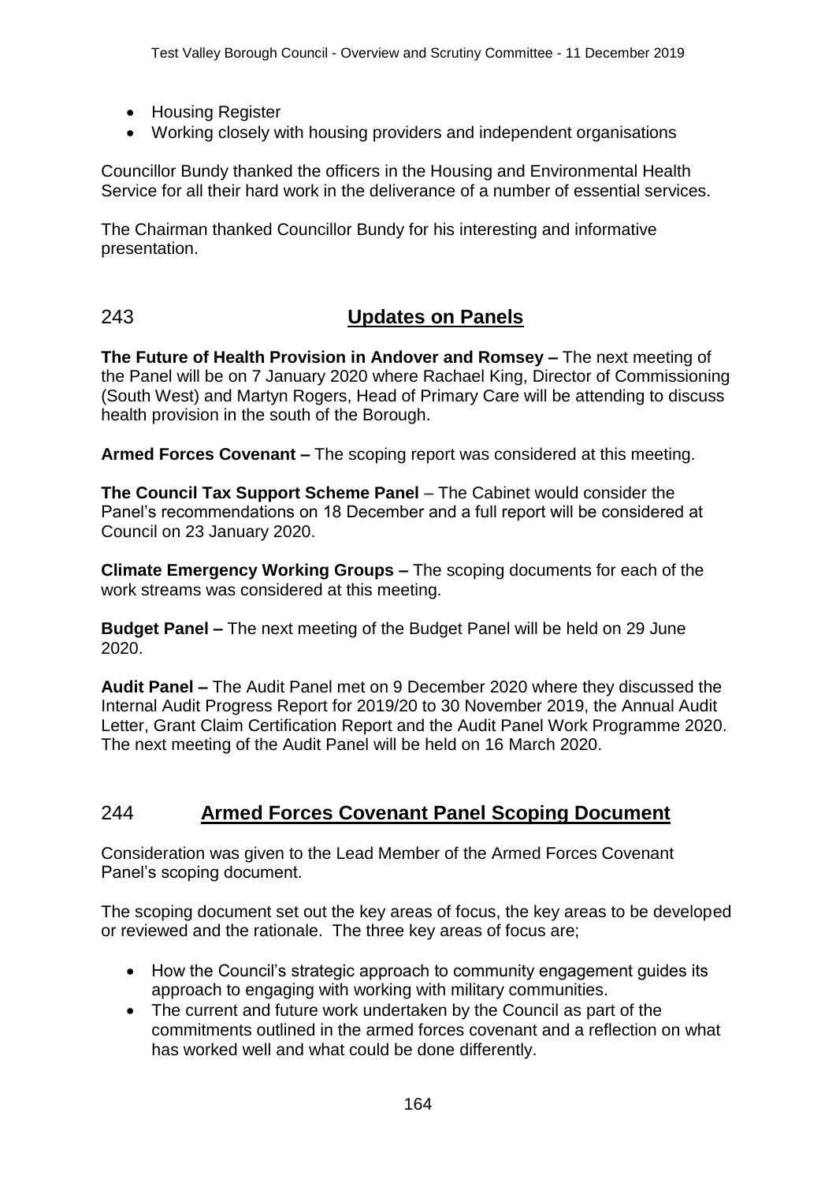- Housing Register
- Working closely with housing providers and independent organisations

Councillor Bundy thanked the officers in the Housing and Environmental Health Service for all their hard work in the deliverance of a number of essential services.

The Chairman thanked Councillor Bundy for his interesting and informative presentation.

## 243 Updates on Panels

**The Future of Health Provision in Andover and Romsey –** The next meeting of the Panel will be on 7 January 2020 where Rachael King, Director of Commissioning (South West) and Martyn Rogers, Head of Primary Care will be attending to discuss health provision in the south of the Borough.

**Armed Forces Covenant –** The scoping report was considered at this meeting.

**The Council Tax Support Scheme Panel** – The Cabinet would consider the Panel's recommendations on 18 December and a full report will be considered at Council on 23 January 2020.

**Climate Emergency Working Groups –** The scoping documents for each of the work streams was considered at this meeting.

**Budget Panel –** The next meeting of the Budget Panel will be held on 29 June 2020.

**Audit Panel –** The Audit Panel met on 9 December 2020 where they discussed the Internal Audit Progress Report for 2019/20 to 30 November 2019, the Annual Audit Letter, Grant Claim Certification Report and the Audit Panel Work Programme 2020. The next meeting of the Audit Panel will be held on 16 March 2020.

## 244 Armed Forces Covenant Panel Scoping Document

Consideration was given to the Lead Member of the Armed Forces Covenant Panel's scoping document.

The scoping document set out the key areas of focus, the key areas to be developed or reviewed and the rationale. The three key areas of focus are;

- How the Council's strategic approach to community engagement guides its approach to engaging with working with military communities.
- The current and future work undertaken by the Council as part of the commitments outlined in the armed forces covenant and a reflection on what has worked well and what could be done differently.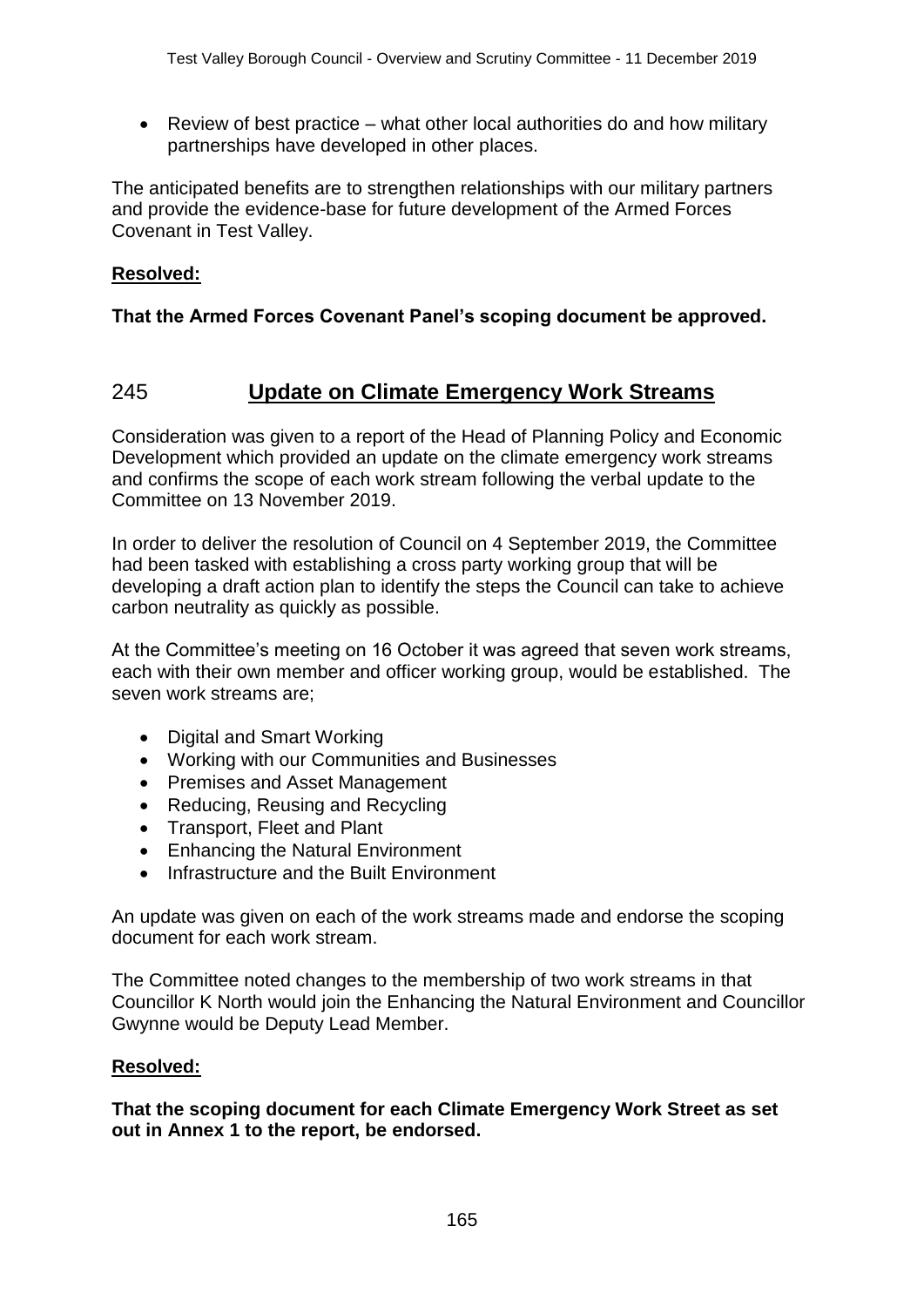- Review of best practice – what other local authorities do and how military partnerships have developed in other places.

The anticipated benefits are to strengthen relationships with our military partners and provide the evidence-base for future development of the Armed Forces Covenant in Test Valley.

**Resolved:**

**That the Armed Forces Covenant Panel's scoping document be approved.**

## 245 Update on Climate Emergency Work Streams

Consideration was given to a report of the Head of Planning Policy and Economic Development which provided an update on the climate emergency work streams and confirms the scope of each work stream following the verbal update to the Committee on 13 November 2019.

In order to deliver the resolution of Council on 4 September 2019, the Committee had been tasked with establishing a cross party working group that will be developing a draft action plan to identify the steps the Council can take to achieve carbon neutrality as quickly as possible.

At the Committee's meeting on 16 October it was agreed that seven work streams, each with their own member and officer working group, would be established. The seven work streams are;

- Digital and Smart Working
- Working with our Communities and Businesses
- Premises and Asset Management
- Reducing, Reusing and Recycling
- Transport, Fleet and Plant
- Enhancing the Natural Environment
- Infrastructure and the Built Environment

An update was given on each of the work streams made and endorse the scoping document for each work stream.

The Committee noted changes to the membership of two work streams in that Councillor K North would join the Enhancing the Natural Environment and Councillor Gwynne would be Deputy Lead Member.

**Resolved:**

**That the scoping document for each Climate Emergency Work Street as set out in Annex 1 to the report, be endorsed.**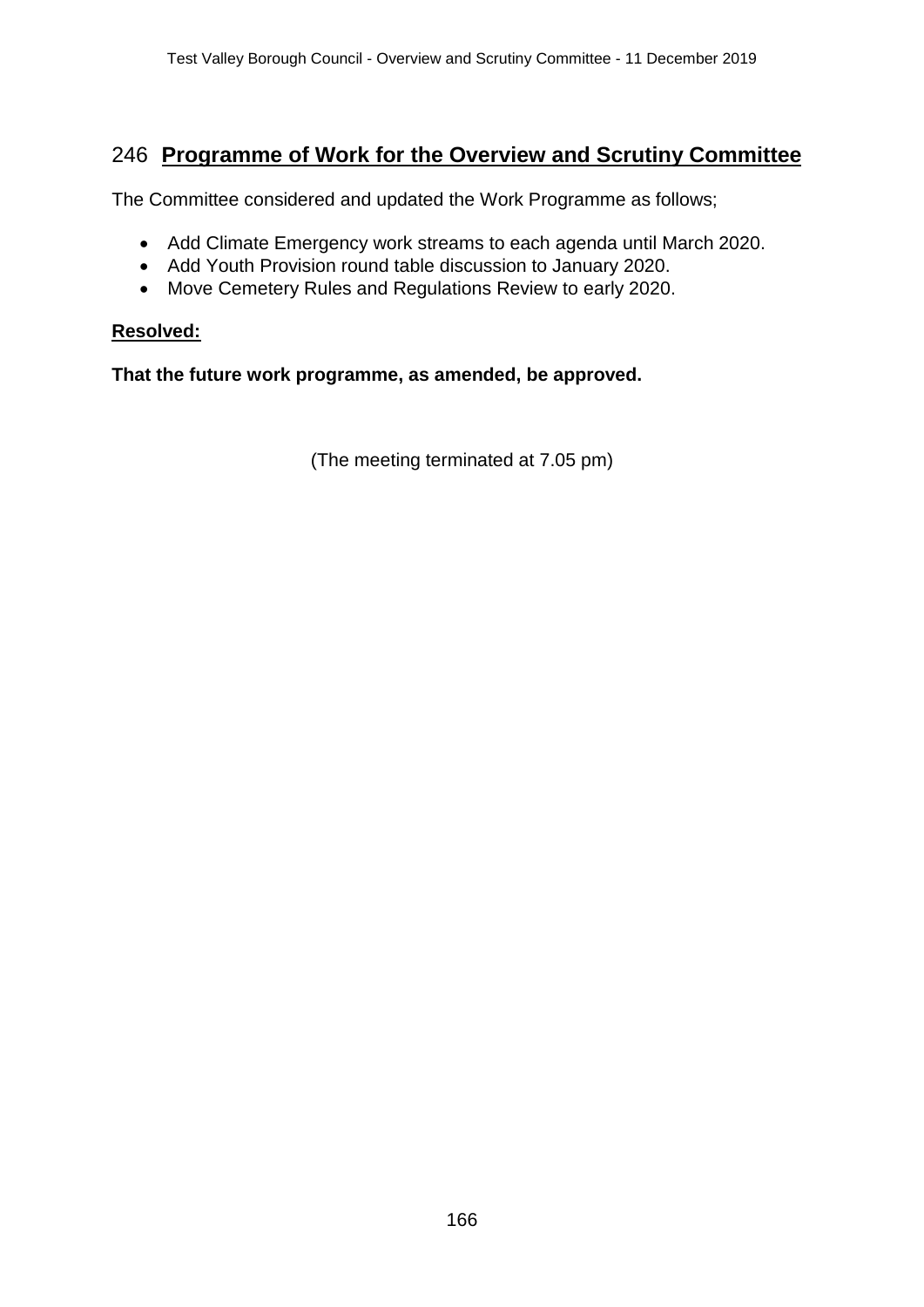## 246 **Programme of Work for the Overview and Scrutiny Committee**

The Committee considered and updated the Work Programme as follows;

- Add Climate Emergency work streams to each agenda until March 2020.
- Add Youth Provision round table discussion to January 2020.
- Move Cemetery Rules and Regulations Review to early 2020.

**Resolved:**

**That the future work programme, as amended, be approved.**

(The meeting terminated at 7.05 pm)